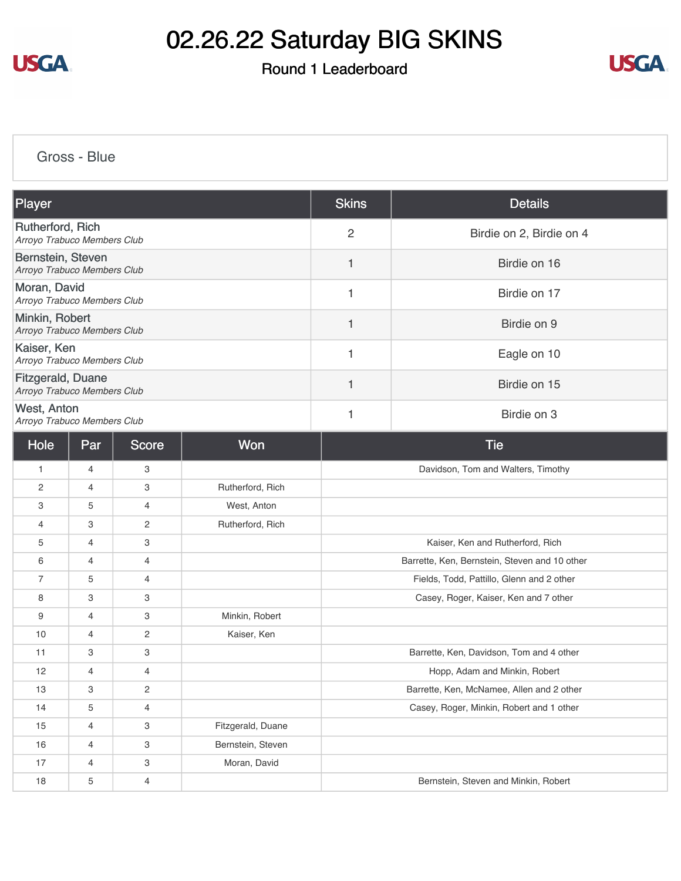# 02.26.22 Saturday BIG SKINS

## Round 1 Leaderboard

### Gross - Blue

| Player | Skins | Details |
|---|---|---|
| Rutherford, Rich<br>*Arroyo Trabuco Members Club* | 2 | Birdie on 2, Birdie on 4 |
| Bernstein, Steven<br>*Arroyo Trabuco Members Club* | 1 | Birdie on 16 |
| Moran, David<br>*Arroyo Trabuco Members Club* | 1 | Birdie on 17 |
| Minkin, Robert<br>*Arroyo Trabuco Members Club* | 1 | Birdie on 9 |
| Kaiser, Ken<br>*Arroyo Trabuco Members Club* | 1 | Eagle on 10 |
| Fitzgerald, Duane<br>*Arroyo Trabuco Members Club* | 1 | Birdie on 15 |
| West, Anton<br>*Arroyo Trabuco Members Club* | 1 | Birdie on 3 |

| Hole | Par | Score | Won | Tie |
|---|---|---|---|---|
| 1 | 4 | 3 | | Davidson, Tom and Walters, Timothy |
| 2 | 4 | 3 | Rutherford, Rich | |
| 3 | 5 | 4 | West, Anton | |
| 4 | 3 | 2 | Rutherford, Rich | |
| 5 | 4 | 3 | | Kaiser, Ken and Rutherford, Rich |
| 6 | 4 | 4 | | Barrette, Ken, Bernstein, Steven and 10 other |
| 7 | 5 | 4 | | Fields, Todd, Pattillo, Glenn and 2 other |
| 8 | 3 | 3 | | Casey, Roger, Kaiser, Ken and 7 other |
| 9 | 4 | 3 | Minkin, Robert | |
| 10 | 4 | 2 | Kaiser, Ken | |
| 11 | 3 | 3 | | Barrette, Ken, Davidson, Tom and 4 other |
| 12 | 4 | 4 | | Hopp, Adam and Minkin, Robert |
| 13 | 3 | 2 | | Barrette, Ken, McNamee, Allen and 2 other |
| 14 | 5 | 4 | | Casey, Roger, Minkin, Robert and 1 other |
| 15 | 4 | 3 | Fitzgerald, Duane | |
| 16 | 4 | 3 | Bernstein, Steven | |
| 17 | 4 | 3 | Moran, David | |
| 18 | 5 | 4 | | Bernstein, Steven and Minkin, Robert |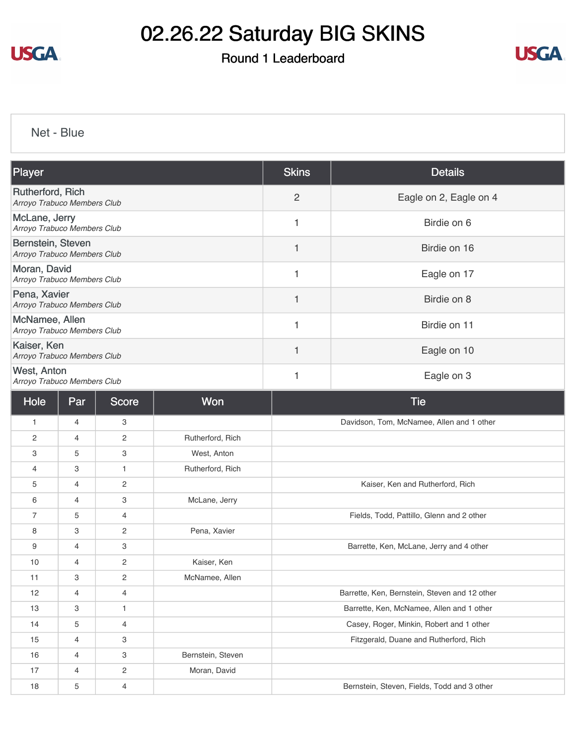# 02.26.22 Saturday BIG SKINS

## Round 1 Leaderboard

### Net - Blue

| Player | Skins | Details |
|---|---|---|
| Rutherford, Rich<br>*Arroyo Trabuco Members Club* | 2 | Eagle on 2, Eagle on 4 |
| McLane, Jerry<br>*Arroyo Trabuco Members Club* | 1 | Birdie on 6 |
| Bernstein, Steven<br>*Arroyo Trabuco Members Club* | 1 | Birdie on 16 |
| Moran, David<br>*Arroyo Trabuco Members Club* | 1 | Eagle on 17 |
| Pena, Xavier<br>*Arroyo Trabuco Members Club* | 1 | Birdie on 8 |
| McNamee, Allen<br>*Arroyo Trabuco Members Club* | 1 | Birdie on 11 |
| Kaiser, Ken<br>*Arroyo Trabuco Members Club* | 1 | Eagle on 10 |
| West, Anton<br>*Arroyo Trabuco Members Club* | 1 | Eagle on 3 |

| Hole | Par | Score | Won | Tie |
|---|---|---|---|---|
| 1 | 4 | 3 | | Davidson, Tom, McNamee, Allen and 1 other |
| 2 | 4 | 2 | Rutherford, Rich | |
| 3 | 5 | 3 | West, Anton | |
| 4 | 3 | 1 | Rutherford, Rich | |
| 5 | 4 | 2 | | Kaiser, Ken and Rutherford, Rich |
| 6 | 4 | 3 | McLane, Jerry | |
| 7 | 5 | 4 | | Fields, Todd, Pattillo, Glenn and 2 other |
| 8 | 3 | 2 | Pena, Xavier | |
| 9 | 4 | 3 | | Barrette, Ken, McLane, Jerry and 4 other |
| 10 | 4 | 2 | Kaiser, Ken | |
| 11 | 3 | 2 | McNamee, Allen | |
| 12 | 4 | 4 | | Barrette, Ken, Bernstein, Steven and 12 other |
| 13 | 3 | 1 | | Barrette, Ken, McNamee, Allen and 1 other |
| 14 | 5 | 4 | | Casey, Roger, Minkin, Robert and 1 other |
| 15 | 4 | 3 | | Fitzgerald, Duane and Rutherford, Rich |
| 16 | 4 | 3 | Bernstein, Steven | |
| 17 | 4 | 2 | Moran, David | |
| 18 | 5 | 4 | | Bernstein, Steven, Fields, Todd and 3 other |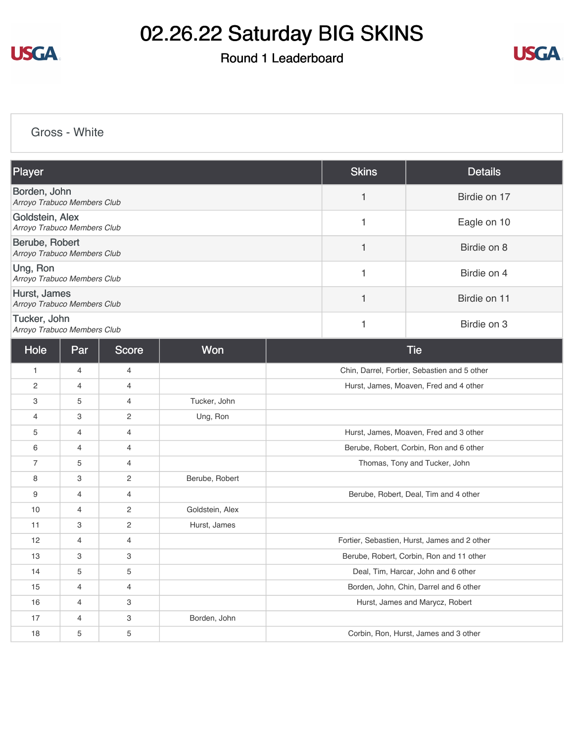# 02.26.22 Saturday BIG SKINS

## Round 1 Leaderboard

### Gross - White

| Player | Skins | Details |
|---|---|---|
| Borden, John<br>*Arroyo Trabuco Members Club* | 1 | Birdie on 17 |
| Goldstein, Alex<br>*Arroyo Trabuco Members Club* | 1 | Eagle on 10 |
| Berube, Robert<br>*Arroyo Trabuco Members Club* | 1 | Birdie on 8 |
| Ung, Ron<br>*Arroyo Trabuco Members Club* | 1 | Birdie on 4 |
| Hurst, James<br>*Arroyo Trabuco Members Club* | 1 | Birdie on 11 |
| Tucker, John<br>*Arroyo Trabuco Members Club* | 1 | Birdie on 3 |

| Hole | Par | Score | Won | Tie |
|---|---|---|---|---|
| 1 | 4 | 4 | | Chin, Darrel, Fortier, Sebastien and 5 other |
| 2 | 4 | 4 | | Hurst, James, Moaven, Fred and 4 other |
| 3 | 5 | 4 | Tucker, John | |
| 4 | 3 | 2 | Ung, Ron | |
| 5 | 4 | 4 | | Hurst, James, Moaven, Fred and 3 other |
| 6 | 4 | 4 | | Berube, Robert, Corbin, Ron and 6 other |
| 7 | 5 | 4 | | Thomas, Tony and Tucker, John |
| 8 | 3 | 2 | Berube, Robert | |
| 9 | 4 | 4 | | Berube, Robert, Deal, Tim and 4 other |
| 10 | 4 | 2 | Goldstein, Alex | |
| 11 | 3 | 2 | Hurst, James | |
| 12 | 4 | 4 | | Fortier, Sebastien, Hurst, James and 2 other |
| 13 | 3 | 3 | | Berube, Robert, Corbin, Ron and 11 other |
| 14 | 5 | 5 | | Deal, Tim, Harcar, John and 6 other |
| 15 | 4 | 4 | | Borden, John, Chin, Darrel and 6 other |
| 16 | 4 | 3 | | Hurst, James and Marycz, Robert |
| 17 | 4 | 3 | Borden, John | |
| 18 | 5 | 5 | | Corbin, Ron, Hurst, James and 3 other |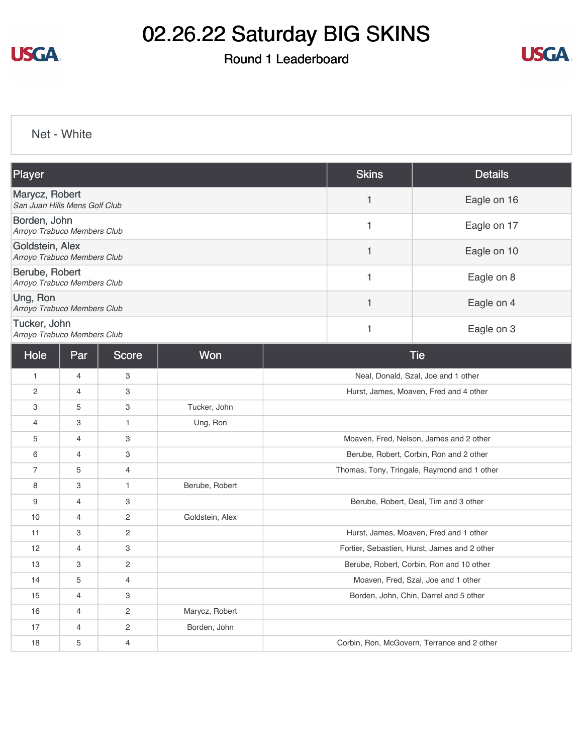# 02.26.22 Saturday BIG SKINS

## Round 1 Leaderboard

### Net - White

| Player | Skins | Details |
|---|---|---|
| Marycz, Robert<br>*San Juan Hills Mens Golf Club* | 1 | Eagle on 16 |
| Borden, John<br>*Arroyo Trabuco Members Club* | 1 | Eagle on 17 |
| Goldstein, Alex<br>*Arroyo Trabuco Members Club* | 1 | Eagle on 10 |
| Berube, Robert<br>*Arroyo Trabuco Members Club* | 1 | Eagle on 8 |
| Ung, Ron<br>*Arroyo Trabuco Members Club* | 1 | Eagle on 4 |
| Tucker, John<br>*Arroyo Trabuco Members Club* | 1 | Eagle on 3 |

| Hole | Par | Score | Won | Tie |
|---|---|---|---|---|
| 1 | 4 | 3 | | Neal, Donald, Szal, Joe and 1 other |
| 2 | 4 | 3 | | Hurst, James, Moaven, Fred and 4 other |
| 3 | 5 | 3 | Tucker, John | |
| 4 | 3 | 1 | Ung, Ron | |
| 5 | 4 | 3 | | Moaven, Fred, Nelson, James and 2 other |
| 6 | 4 | 3 | | Berube, Robert, Corbin, Ron and 2 other |
| 7 | 5 | 4 | | Thomas, Tony, Tringale, Raymond and 1 other |
| 8 | 3 | 1 | Berube, Robert | |
| 9 | 4 | 3 | | Berube, Robert, Deal, Tim and 3 other |
| 10 | 4 | 2 | Goldstein, Alex | |
| 11 | 3 | 2 | | Hurst, James, Moaven, Fred and 1 other |
| 12 | 4 | 3 | | Fortier, Sebastien, Hurst, James and 2 other |
| 13 | 3 | 2 | | Berube, Robert, Corbin, Ron and 10 other |
| 14 | 5 | 4 | | Moaven, Fred, Szal, Joe and 1 other |
| 15 | 4 | 3 | | Borden, John, Chin, Darrel and 5 other |
| 16 | 4 | 2 | Marycz, Robert | |
| 17 | 4 | 2 | Borden, John | |
| 18 | 5 | 4 | | Corbin, Ron, McGovern, Terrance and 2 other |